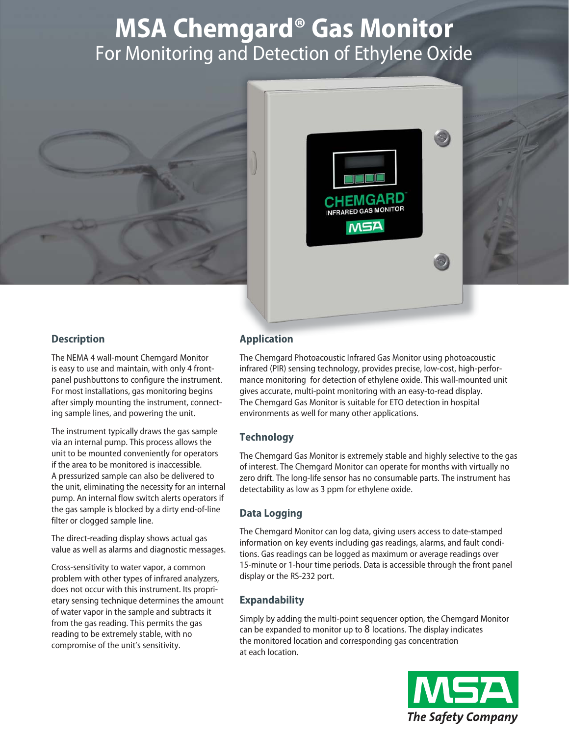# MSA Chemgard® Gas Monitor

## For Monitoring and Detection of Ethylene Oxide

### Description

The NEMA 4 wall-mount Chemgard Monitor is easy to use and maintain, with only 4 front-panel pushbuttons to configure the instrument. For most installations, gas monitoring begins after simply mounting the instrument, connecting sample lines, and powering the unit.

The instrument typically draws the gas sample via an internal pump. This process allows the unit to be mounted conveniently for operators if the area to be monitored is inaccessible. A pressurized sample can also be delivered to the unit, eliminating the necessity for an internal pump. An internal flow switch alerts operators if the gas sample is blocked by a dirty end-of-line filter or clogged sample line.

The direct-reading display shows actual gas value as well as alarms and diagnostic messages.

Cross-sensitivity to water vapor, a common problem with other types of infrared analyzers, does not occur with this instrument. Its proprietary sensing technique determines the amount of water vapor in the sample and subtracts it from the gas reading. This permits the gas reading to be extremely stable, with no compromise of the unit's sensitivity.

### Application

The Chemgard Photoacoustic Infrared Gas Monitor using photoacoustic infrared (PIR) sensing technology, provides precise, low-cost, high-performance monitoring for detection of ethylene oxide. This wall-mounted unit gives accurate, multi-point monitoring with an easy-to-read display. The Chemgard Gas Monitor is suitable for ETO detection in hospital environments as well for many other applications.

### Technology

The Chemgard Gas Monitor is extremely stable and highly selective to the gas of interest. The Chemgard Monitor can operate for months with virtually no zero drift. The long-life sensor has no consumable parts. The instrument has detectability as low as 3 ppm for ethylene oxide.

### Data Logging

The Chemgard Monitor can log data, giving users access to date-stamped information on key events including gas readings, alarms, and fault conditions. Gas readings can be logged as maximum or average readings over 15-minute or 1-hour time periods. Data is accessible through the front panel display or the RS-232 port.

### Expandability

Simply by adding the multi-point sequencer option, the Chemgard Monitor can be expanded to monitor up to 8 locations. The display indicates the monitored location and corresponding gas concentration at each location.

**MSA**
*The Safety Company*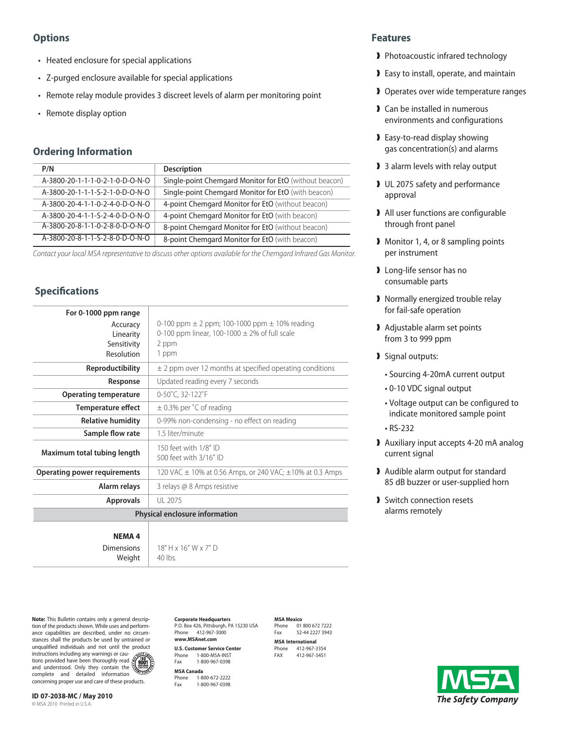## Options

- Heated enclosure for special applications
- Z-purged enclosure available for special applications
- Remote relay module provides 3 discreet levels of alarm per monitoring point
- Remote display option

## Ordering Information

| P/N | Description |
|---|---|
| A-3800-20-1-1-1-0-2-1-0-D-O-N-O | Single-point Chemgard Monitor for EtO (without beacon) |
| A-3800-20-1-1-1-S-2-1-0-D-O-N-O | Single-point Chemgard Monitor for EtO (with beacon) |
| A-3800-20-4-1-1-0-2-4-0-D-O-N-O | 4-point Chemgard Monitor for EtO (without beacon) |
| A-3800-20-4-1-1-S-2-4-0-D-O-N-O | 4-point Chemgard Monitor for EtO (with beacon) |
| A-3800-20-8-1-1-0-2-8-0-D-O-N-O | 8-point Chemgard Monitor for EtO (without beacon) |
| A-3800-20-8-1-1-S-2-8-0-D-O-N-O | 8-point Chemgard Monitor for EtO (with beacon) |

*Contact your local MSA representative to discuss other options available for the Chemgard Infrared Gas Monitor.*

## Specifications

| | |
|---|---|
| **For 0-1000 ppm range** | |
| Accuracy | 0-100 ppm ± 2 ppm; 100-1000 ppm ± 10% reading |
| Linearity | 0-100 ppm linear, 100-1000 ± 2% of full scale |
| Sensitivity | 2 ppm |
| Resolution | 1 ppm |
| **Reproductibility** | ± 2 ppm over 12 months at specified operating conditions |
| **Response** | Updated reading every 7 seconds |
| **Operating temperature** | 0-50˚C, 32-122˚F |
| **Temperature effect** | ± 0.3% per ˚C of reading |
| **Relative humidity** | 0-99% non-condensing - no effect on reading |
| **Sample flow rate** | 1.5 liter/minute |
| **Maximum total tubing length** | 150 feet with 1/8" ID<br>500 feet with 3/16" ID |
| **Operating power requirements** | 120 VAC ± 10% at 0.56 Amps, or 240 VAC; ±10% at 0.3 Amps |
| **Alarm relays** | 3 relays @ 8 Amps resistive |
| **Approvals** | UL 2075 |
| **Physical enclosure information** | |
| **NEMA 4** | |
| Dimensions | 18" H x 16" W x 7" D |
| Weight | 40 lbs. |

## Features

- Photoacoustic infrared technology
- Easy to install, operate, and maintain
- Operates over wide temperature ranges
- Can be installed in numerous environments and configurations
- Easy-to-read display showing gas concentration(s) and alarms
- 3 alarm levels with relay output
- UL 2075 safety and performance approval
- All user functions are configurable through front panel
- Monitor 1, 4, or 8 sampling points per instrument
- Long-life sensor has no consumable parts
- Normally energized trouble relay for fail-safe operation
- Adjustable alarm set points from 3 to 999 ppm
- Signal outputs:
  - Sourcing 4-20mA current output
  - 0-10 VDC signal output
  - Voltage output can be configured to indicate monitored sample point
  - RS-232
- Auxiliary input accepts 4-20 mA analog current signal
- Audible alarm output for standard 85 dB buzzer or user-supplied horn
- Switch connection resets alarms remotely

**Note:** This Bulletin contains only a general description of the products shown. While uses and performance capabilities are described, under no circumstances shall the products be used by untrained or unqualified individuals and not until the product instructions including any warnings or cautions provided have been thoroughly read and understood. Only they contain the complete and detailed information concerning proper use and care of these products.

**ID 07-2038-MC / May 2010**
© MSA 2010 Printed in U.S.A.

**Corporate Headquarters**
P.O. Box 426, Pittsburgh, PA 15230 USA
Phone 412-967-3000
**www.MSAnet.com**

**U.S. Customer Service Center**
Phone 1-800-MSA-INST
Fax 1-800-967-0398

**MSA Canada**
Phone 1-800-672-2222
Fax 1-800-967-0398

**MSA Mexico**
Phone 01 800 672 7222
Fax 52-44 2227 3943

**MSA International**
Phone 412-967-3354
FAX 412-967-3451

MSA
*The Safety Company*